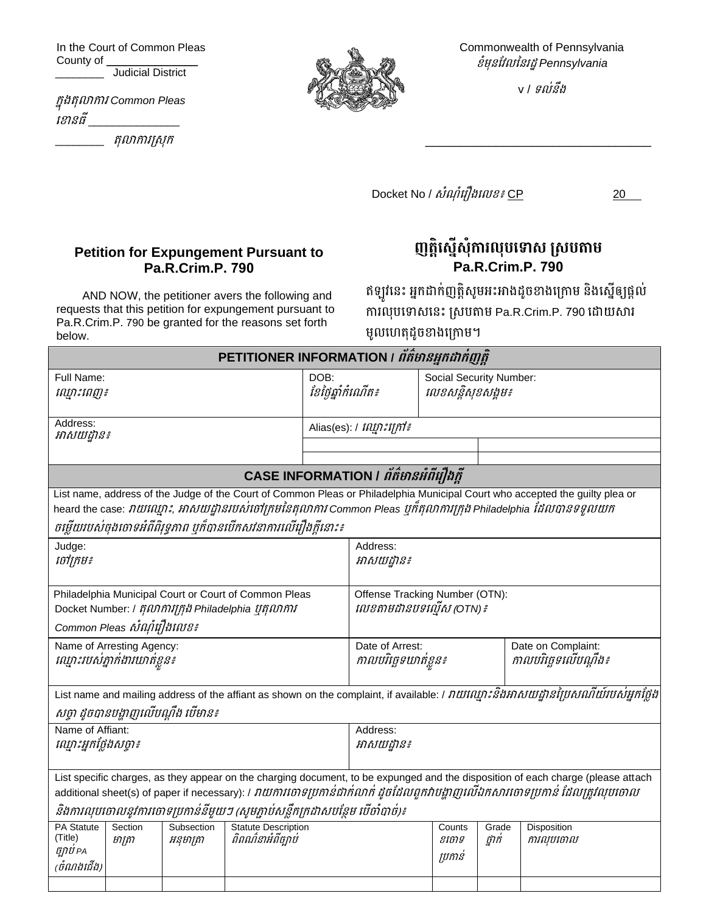In the Court of Common Pleas
County of ______________
________ Judicial District

ក្នុងតុលាការ Common Pleas
ខោនធី ______________
________ តុលាការស្រុក

Commonwealth of Pennsylvania
ខំមុនវែលនៃរដ្ឋ Pennsylvania

v / ទល់នឹង

__________________________________

Docket No / សំណុំរឿងលេខ៖ CP 20

## Petition for Expungement Pursuant to Pa.R.Crim.P. 790

AND NOW, the petitioner avers the following and requests that this petition for expungement pursuant to Pa.R.Crim.P. 790 be granted for the reasons set forth below.

## ញត្តិស្នើសុំការលុបទោស ស្របតាម Pa.R.Crim.P. 790

ឥឡូវនេះ អ្នកដាក់ញត្តិសូមអះអាងដូចខាងក្រោម និងស្នើឲ្យផ្ដល់ការលុបទោសនេះ ស្របតាម Pa.R.Crim.P. 790 ដោយសារមូលហេតុដូចខាងក្រោម។

### PETITIONER INFORMATION / ព័ត៌មានអ្នកដាក់ញត្តិ

| Full Name: ឈ្មោះពេញ៖ | DOB: ខែថ្ងៃឆ្នាំកំណើត៖ | Social Security Number: លេខសន្តិសុខសង្គម៖ |
|---|---|---|
| Address: អាសយដ្ឋាន៖ | Alias(es): / ឈ្មោះក្រៅ៖ | |
| | | |
| | | |

### CASE INFORMATION / ព័ត៌មានអំពីរឿងក្ដី

List name, address of the Judge of the Court of Common Pleas or Philadelphia Municipal Court who accepted the guilty plea or heard the case: វាយឈ្មោះ, អាសយដ្ឋានរបស់ចៅក្រមនៃតុលាការ Common Pleas ឬក៏តុលាការក្រុង Philadelphia ដែលបានទទួលយកចម្លើយរបស់ចុងចោទអំពីពិរុទ្ធភាព ឬក៏បានបើកសវនាការលើរឿងក្ដីនោះ៖

| Judge: ចៅក្រម៖ | Address: អាសយដ្ឋាន៖ | |
|---|---|---|
| Philadelphia Municipal Court or Court of Common Pleas Docket Number: / តុលាការក្រុង Philadelphia ឬតុលាការ Common Pleas សំណុំរឿងលេខ៖ | Offense Tracking Number (OTN): លេខតាមដានបទល្មើស (OTN)៖ | |
| Name of Arresting Agency: ឈ្មោះរបស់ភ្នាក់ងារឃាត់ខ្លួន៖ | Date of Arrest: កាលបរិច្ឆេទឃាត់ខ្លួន៖ | Date on Complaint: កាលបរិច្ឆេទលើបណ្ដឹង៖ |

List name and mailing address of the affiant as shown on the complaint, if available: / វាយឈ្មោះនិងអាសយដ្ឋានប្រៃសណីយ៍របស់អ្នកថ្លែងសច្ចា ដូចបានបង្ហាញលើបណ្ដឹង បើមាន៖

| Name of Affiant: ឈ្មោះអ្នកថ្លែងសច្ចា៖ | Address: អាសយដ្ឋាន៖ |
|---|---|

List specific charges, as they appear on the charging document, to be expunged and the disposition of each charge (please attach additional sheet(s) of paper if necessary): / វាយការចោទប្រកាន់ជាក់លាក់ ដូចដែលពួកវាបង្ហាញលើឯកសារចោទប្រកាន់ ដែលត្រូវលុបចោល និងការលុបចោលនូវការចោទប្រកាន់នីមួយៗ (សូមភ្ជាប់សន្លឹកក្រដាសបន្ថែម បើចាំបាច់)៖

| PA Statute (Title) ច្បាប់ PA (ចំណងជើង) | Section មាត្រា | Subsection អនុមាត្រា | Statute Description ពិពណ៌នាអំពីច្បាប់ | Counts ខចោទប្រកាន់ | Grade ថ្នាក់ | Disposition ការលុបចោល |
|---|---|---|---|---|---|---|
| | | | | | | |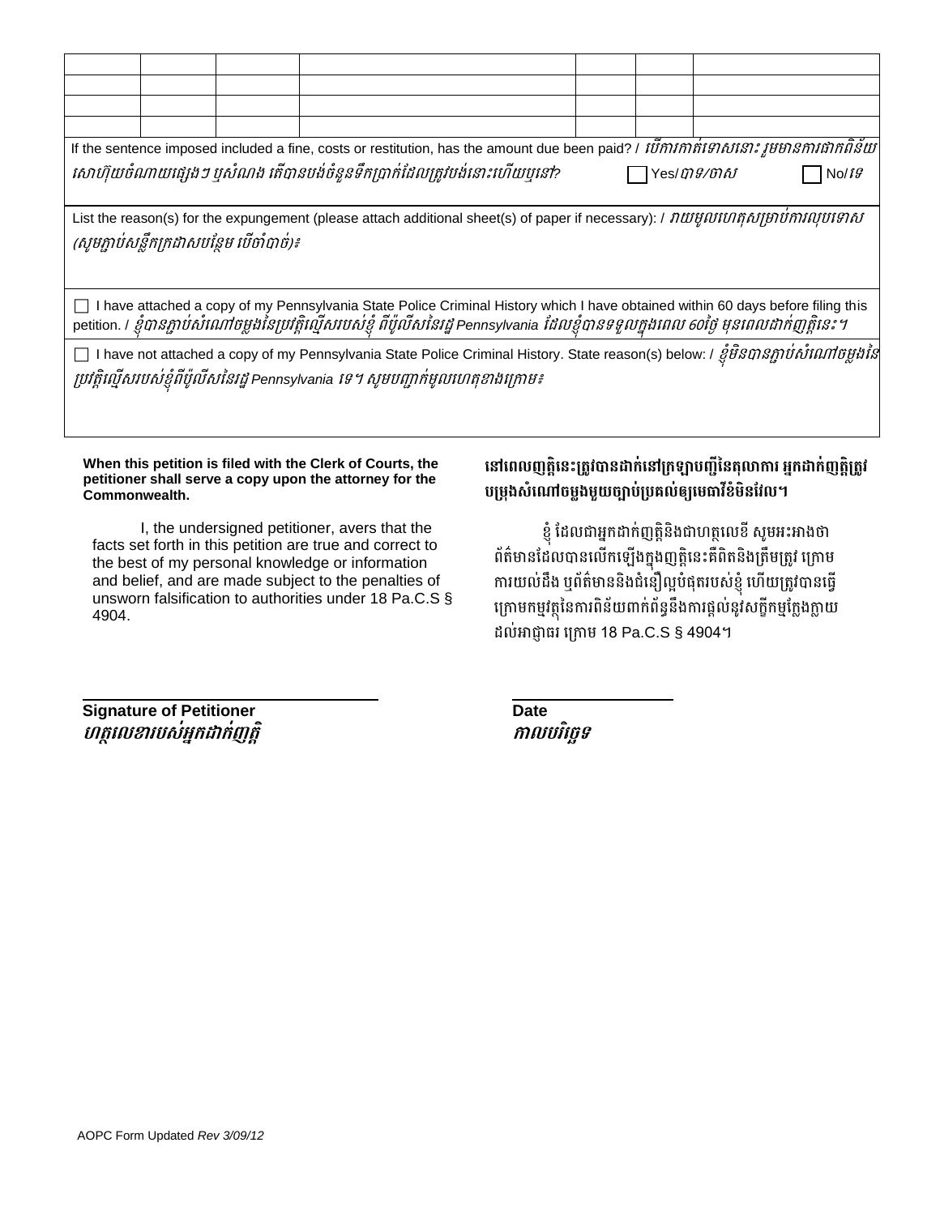| | | | | | | |
|---|---|---|---|---|---|---|
| | | | | | | |
| | | | | | | |
| | | | | | | |
| | | | | | | |

If the sentence imposed included a fine, costs or restitution, has the amount due been paid? / *បើការកាត់ទោសនោះ រួមមានការផាកពិន័យ សោហ៊ុយចំណាយផ្សេងៗ ឬសំណង តើបានបង់ចំនួនទឹកប្រាក់ដែលត្រូវបង់នោះហើយឬនៅ?* ☐ Yes/*បាទ/ចាស* ☐ No/*ទេ*

List the reason(s) for the expungement (please attach additional sheet(s) of paper if necessary): / *រាយមូលហេតុសម្រាប់ការលុបទោស (សូមភ្ជាប់សន្លឹកក្រដាសបន្ថែម បើចាំបាច់)៖*

☐ I have attached a copy of my Pennsylvania State Police Criminal History which I have obtained within 60 days before filing this petition. / *ខ្ញុំបានភ្ជាប់សំណៅចម្លងនៃប្រវត្តិល្មើសរបស់ខ្ញុំ ពីប៉ូលីសនៃរដ្ឋ Pennsylvania ដែលខ្ញុំបានទទួលក្នុងពេល 60ថ្ងៃ មុនពេលដាក់ញត្តិនេះ។*

☐ I have not attached a copy of my Pennsylvania State Police Criminal History. State reason(s) below: / *ខ្ញុំមិនបានភ្ជាប់សំណៅចម្លងនៃប្រវត្តិល្មើសរបស់ខ្ញុំពីប៉ូលីសនៃរដ្ឋ Pennsylvania ទេ។ សូមបញ្ជាក់មូលហេតុខាងក្រោម៖*

**When this petition is filed with the Clerk of Courts, the petitioner shall serve a copy upon the attorney for the Commonwealth.**

I, the undersigned petitioner, avers that the facts set forth in this petition are true and correct to the best of my personal knowledge or information and belief, and are made subject to the penalties of unsworn falsification to authorities under 18 Pa.C.S § 4904.

**នៅពេលញត្តិនេះត្រូវបានដាក់នៅក្រឡាបញ្ជីនៃតុលាការ អ្នកដាក់ញត្តិត្រូវបម្រុងសំណៅចម្លងមួយច្បាប់ប្រគល់ឲ្យមេធាវីខំមិនវែល។**

ខ្ញុំ ដែលជាអ្នកដាក់ញត្តិនិងជាហត្ថលេខី សូមអះអាងថា ព័ត៌មានដែលបានលើកឡើងក្នុងញត្តិនេះគឺពិតនិងត្រឹមត្រូវ ក្រោមការយល់ដឹង ឬព័ត៌មាននិងជំនឿល្អបំផុតរបស់ខ្ញុំ ហើយត្រូវបានធ្វើក្រោមកម្មវត្ថុនៃការពិន័យពាក់ព័ន្ធនឹងការផ្តល់នូវសក្ខីកម្មក្លែងក្លាយដល់អាជ្ញាធរ ក្រោម 18 Pa.C.S § 4904។

**Signature of Petitioner**
***ហត្ថលេខារបស់អ្នកដាក់ញត្តិ***

**Date**
***កាលបរិច្ឆេទ***

AOPC Form Updated *Rev 3/09/12*